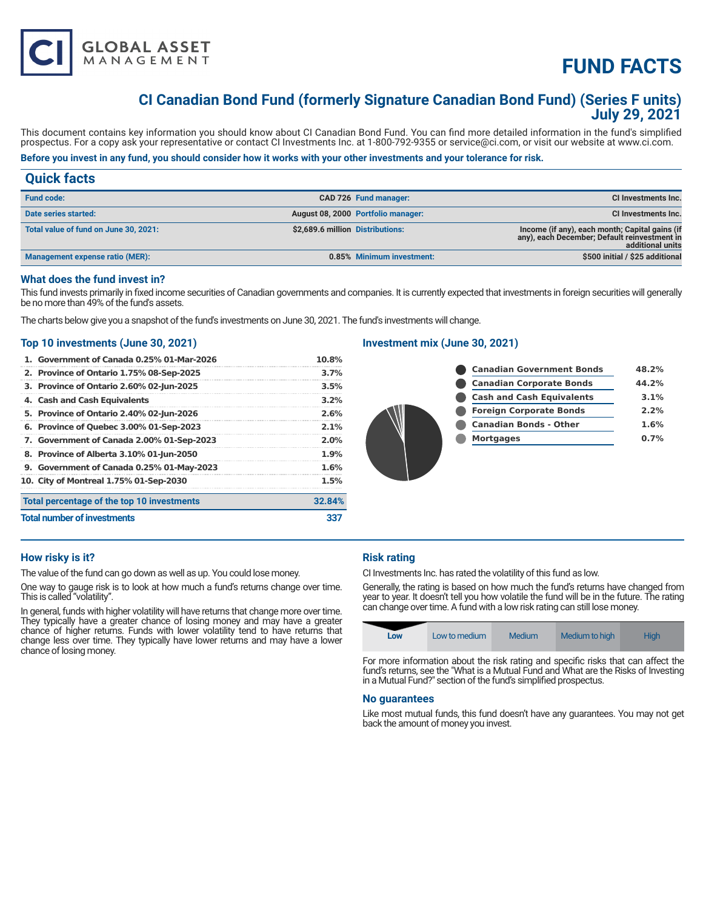# FUND FACTS

## CI Canadian Bond Fund (formerly Signature Canadian Bond Fund) (Series F units)
## July 29, 2021

This document contains key information you should know about CI Canadian Bond Fund. You can find more detailed information in the fund's simplified prospectus. For a copy ask your representative or contact CI Investments Inc. at 1-800-792-9355 or service@ci.com, or visit our website at www.ci.com.

**Before you invest in any fund, you should consider how it works with your other investments and your tolerance for risk.**

## Quick facts

| | | | |
|---|---|---|---|
| **Fund code:** | CAD 726 | **Fund manager:** | CI Investments Inc. |
| **Date series started:** | August 08, 2000 | **Portfolio manager:** | CI Investments Inc. |
| **Total value of fund on June 30, 2021:** | $2,689.6 million | **Distributions:** | Income (if any), each month; Capital gains (if any), each December; Default reinvestment in additional units |
| **Management expense ratio (MER):** | 0.85% | **Minimum investment:** | $500 initial / $25 additional |

### What does the fund invest in?

This fund invests primarily in fixed income securities of Canadian governments and companies. It is currently expected that investments in foreign securities will generally be no more than 49% of the fund's assets.

The charts below give you a snapshot of the fund's investments on June 30, 2021. The fund's investments will change.

### Top 10 investments (June 30, 2021)

| | |
|---|---|
| 1. Government of Canada 0.25% 01-Mar-2026 | 10.8% |
| 2. Province of Ontario 1.75% 08-Sep-2025 | 3.7% |
| 3. Province of Ontario 2.60% 02-Jun-2025 | 3.5% |
| 4. Cash and Cash Equivalents | 3.2% |
| 5. Province of Ontario 2.40% 02-Jun-2026 | 2.6% |
| 6. Province of Quebec 3.00% 01-Sep-2023 | 2.1% |
| 7. Government of Canada 2.00% 01-Sep-2023 | 2.0% |
| 8. Province of Alberta 3.10% 01-Jun-2050 | 1.9% |
| 9. Government of Canada 0.25% 01-May-2023 | 1.6% |
| 10. City of Montreal 1.75% 01-Sep-2030 | 1.5% |
| **Total percentage of the top 10 investments** | **32.84%** |
| **Total number of investments** | **337** |

### Investment mix (June 30, 2021)

| | |
|---|---|
| Canadian Government Bonds | 48.2% |
| Canadian Corporate Bonds | 44.2% |
| Cash and Cash Equivalents | 3.1% |
| Foreign Corporate Bonds | 2.2% |
| Canadian Bonds - Other | 1.6% |
| Mortgages | 0.7% |

### How risky is it?

The value of the fund can go down as well as up. You could lose money.

One way to gauge risk is to look at how much a fund's returns change over time. This is called "volatility".

In general, funds with higher volatility will have returns that change more over time. They typically have a greater chance of losing money and may have a greater chance of higher returns. Funds with lower volatility tend to have returns that change less over time. They typically have lower returns and may have a lower chance of losing money.

### Risk rating

CI Investments Inc. has rated the volatility of this fund as low.

Generally, the rating is based on how much the fund's returns have changed from year to year. It doesn't tell you how volatile the fund will be in the future. The rating can change over time. A fund with a low risk rating can still lose money.

| **Low** | Low to medium | Medium | Medium to high | High |
|---|---|---|---|---|

For more information about the risk rating and specific risks that can affect the fund's returns, see the "What is a Mutual Fund and What are the Risks of Investing in a Mutual Fund?" section of the fund's simplified prospectus.

### No guarantees

Like most mutual funds, this fund doesn't have any guarantees. You may not get back the amount of money you invest.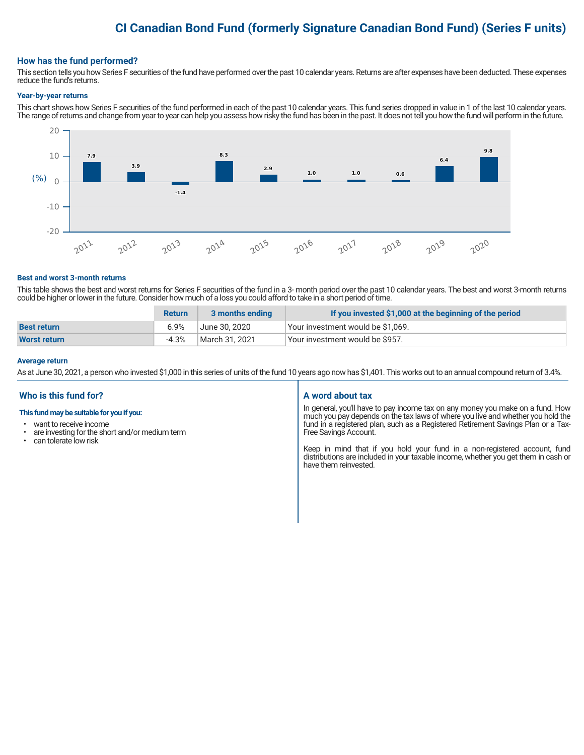# CI Canadian Bond Fund (formerly Signature Canadian Bond Fund) (Series F units)

## How has the fund performed?

This section tells you how Series F securities of the fund have performed over the past 10 calendar years. Returns are after expenses have been deducted. These expenses reduce the fund's returns.

### Year-by-year returns

This chart shows how Series F securities of the fund performed in each of the past 10 calendar years. This fund series dropped in value in 1 of the last 10 calendar years. The range of returns and change from year to year can help you assess how risky the fund has been in the past. It does not tell you how the fund will perform in the future.

| Year | Return (%) |
|---|---|
| 2011 | 7.9 |
| 2012 | 3.9 |
| 2013 | -1.4 |
| 2014 | 8.3 |
| 2015 | 2.9 |
| 2016 | 1.0 |
| 2017 | 1.0 |
| 2018 | 0.6 |
| 2019 | 6.4 |
| 2020 | 9.8 |

### Best and worst 3-month returns

This table shows the best and worst returns for Series F securities of the fund in a 3- month period over the past 10 calendar years. The best and worst 3-month returns could be higher or lower in the future. Consider how much of a loss you could afford to take in a short period of time.

| | Return | 3 months ending | If you invested $1,000 at the beginning of the period |
|---|---|---|---|
| **Best return** | 6.9% | June 30, 2020 | Your investment would be $1,069. |
| **Worst return** | -4.3% | March 31, 2021 | Your investment would be $957. |

### Average return

As at June 30, 2021, a person who invested $1,000 in this series of units of the fund 10 years ago now has $1,401. This works out to an annual compound return of 3.4%.

## Who is this fund for?

**This fund may be suitable for you if you:**

- want to receive income
- are investing for the short and/or medium term
- can tolerate low risk

## A word about tax

In general, you'll have to pay income tax on any money you make on a fund. How much you pay depends on the tax laws of where you live and whether you hold the fund in a registered plan, such as a Registered Retirement Savings Plan or a Tax-Free Savings Account.

Keep in mind that if you hold your fund in a non-registered account, fund distributions are included in your taxable income, whether you get them in cash or have them reinvested.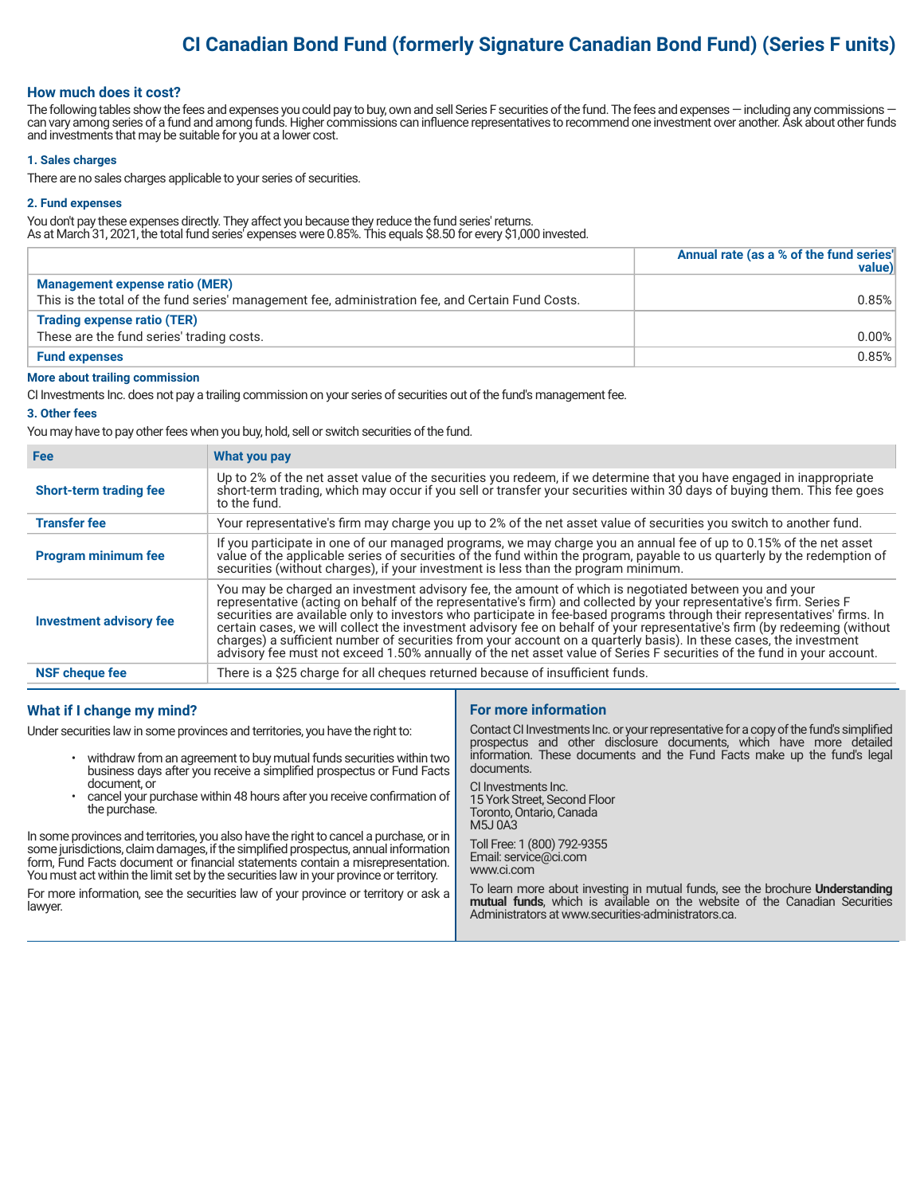# CI Canadian Bond Fund (formerly Signature Canadian Bond Fund) (Series F units)

## How much does it cost?

The following tables show the fees and expenses you could pay to buy, own and sell Series F securities of the fund. The fees and expenses — including any commissions — can vary among series of a fund and among funds. Higher commissions can influence representatives to recommend one investment over another. Ask about other funds and investments that may be suitable for you at a lower cost.

### 1. Sales charges

There are no sales charges applicable to your series of securities.

### 2. Fund expenses

You don't pay these expenses directly. They affect you because they reduce the fund series' returns.
As at March 31, 2021, the total fund series' expenses were 0.85%. This equals $8.50 for every $1,000 invested.

| | Annual rate (as a % of the fund series' value) |
|---|---|
| **Management expense ratio (MER)**<br>This is the total of the fund series' management fee, administration fee, and Certain Fund Costs. | 0.85% |
| **Trading expense ratio (TER)**<br>These are the fund series' trading costs. | 0.00% |
| **Fund expenses** | 0.85% |

#### More about trailing commission

CI Investments Inc. does not pay a trailing commission on your series of securities out of the fund's management fee.

### 3. Other fees

You may have to pay other fees when you buy, hold, sell or switch securities of the fund.

| Fee | What you pay |
|---|---|
| **Short-term trading fee** | Up to 2% of the net asset value of the securities you redeem, if we determine that you have engaged in inappropriate short-term trading, which may occur if you sell or transfer your securities within 30 days of buying them. This fee goes to the fund. |
| **Transfer fee** | Your representative's firm may charge you up to 2% of the net asset value of securities you switch to another fund. |
| **Program minimum fee** | If you participate in one of our managed programs, we may charge you an annual fee of up to 0.15% of the net asset value of the applicable series of securities of the fund within the program, payable to us quarterly by the redemption of securities (without charges), if your investment is less than the program minimum. |
| **Investment advisory fee** | You may be charged an investment advisory fee, the amount of which is negotiated between you and your representative (acting on behalf of the representative's firm) and collected by your representative's firm. Series F securities are available only to investors who participate in fee-based programs through their representatives' firms. In certain cases, we will collect the investment advisory fee on behalf of your representative's firm (by redeeming (without charges) a sufficient number of securities from your account on a quarterly basis). In these cases, the investment advisory fee must not exceed 1.50% annually of the net asset value of Series F securities of the fund in your account. |
| **NSF cheque fee** | There is a $25 charge for all cheques returned because of insufficient funds. |

## What if I change my mind?

Under securities law in some provinces and territories, you have the right to:

- withdraw from an agreement to buy mutual funds securities within two business days after you receive a simplified prospectus or Fund Facts document, or
- cancel your purchase within 48 hours after you receive confirmation of the purchase.

In some provinces and territories, you also have the right to cancel a purchase, or in some jurisdictions, claim damages, if the simplified prospectus, annual information form, Fund Facts document or financial statements contain a misrepresentation. You must act within the limit set by the securities law in your province or territory.

For more information, see the securities law of your province or territory or ask a lawyer.

## For more information

Contact CI Investments Inc. or your representative for a copy of the fund's simplified prospectus and other disclosure documents, which have more detailed information. These documents and the Fund Facts make up the fund's legal documents.

CI Investments Inc.
15 York Street, Second Floor
Toronto, Ontario, Canada
M5J 0A3

Toll Free: 1 (800) 792-9355
Email: service@ci.com
www.ci.com

To learn more about investing in mutual funds, see the brochure **Understanding mutual funds**, which is available on the website of the Canadian Securities Administrators at www.securities-administrators.ca.